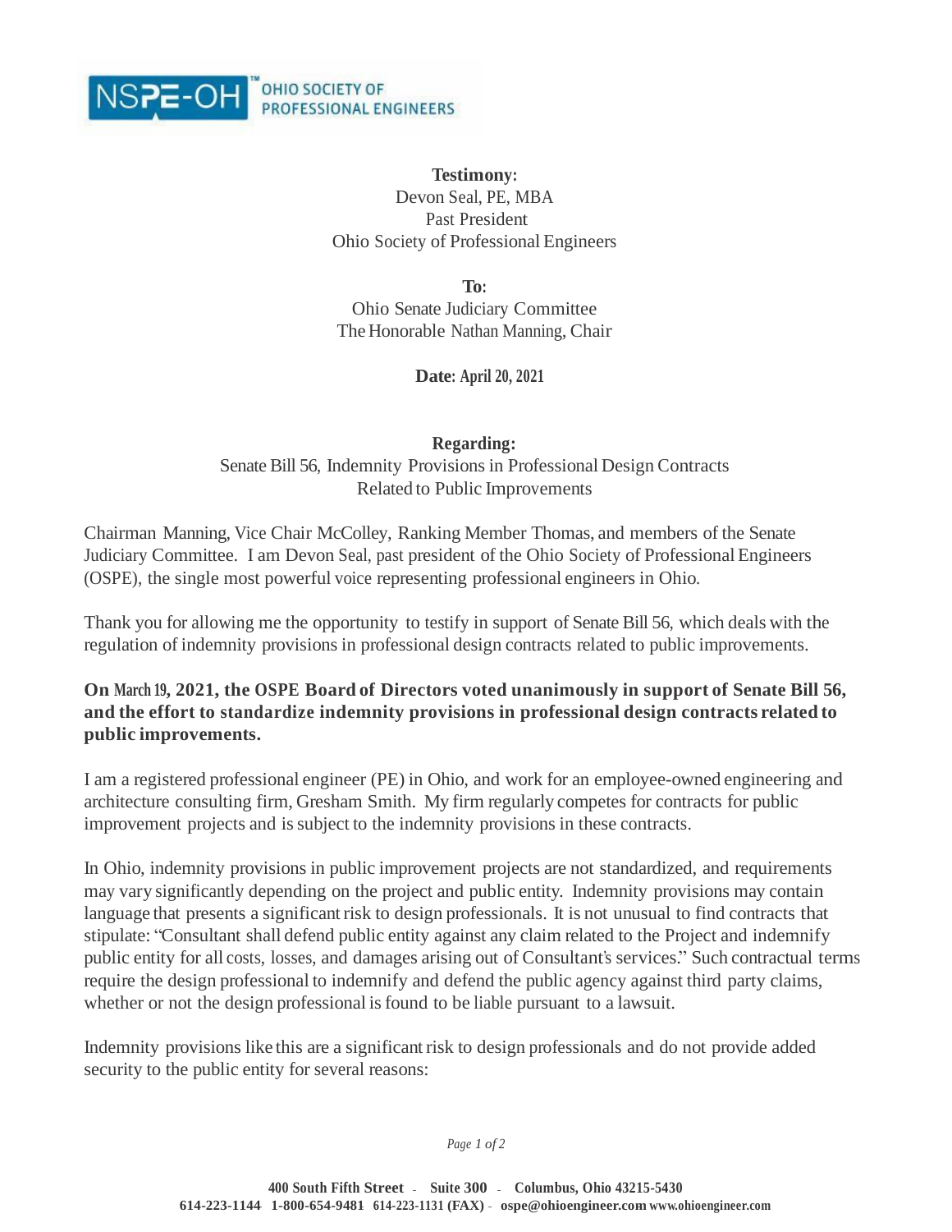NSPE-OH™ OHIO SOCIETY OF PROFESSIONAL ENGINEERS

**Testimony:**
Devon Seal, PE, MBA
Past President
Ohio Society of Professional Engineers

**To:**
Ohio Senate Judiciary Committee
The Honorable Nathan Manning, Chair

**Date: April 20, 2021**

**Regarding:**
Senate Bill 56, Indemnity Provisions in Professional Design Contracts Related to Public Improvements

Chairman Manning, Vice Chair McColley, Ranking Member Thomas, and members of the Senate Judiciary Committee. I am Devon Seal, past president of the Ohio Society of Professional Engineers (OSPE), the single most powerful voice representing professional engineers in Ohio.

Thank you for allowing me the opportunity to testify in support of Senate Bill 56, which deals with the regulation of indemnity provisions in professional design contracts related to public improvements.

**On March 19, 2021, the OSPE Board of Directors voted unanimously in support of Senate Bill 56, and the effort to standardize indemnity provisions in professional design contracts related to public improvements.**

I am a registered professional engineer (PE) in Ohio, and work for an employee-owned engineering and architecture consulting firm, Gresham Smith. My firm regularly competes for contracts for public improvement projects and is subject to the indemnity provisions in these contracts.

In Ohio, indemnity provisions in public improvement projects are not standardized, and requirements may vary significantly depending on the project and public entity. Indemnity provisions may contain language that presents a significant risk to design professionals. It is not unusual to find contracts that stipulate: "Consultant shall defend public entity against any claim related to the Project and indemnify public entity for all costs, losses, and damages arising out of Consultant's services." Such contractual terms require the design professional to indemnify and defend the public agency against third party claims, whether or not the design professional is found to be liable pursuant to a lawsuit.

Indemnity provisions like this are a significant risk to design professionals and do not provide added security to the public entity for several reasons:

**400 South Fifth Street - Suite 300 - Columbus, Ohio 43215-5430**
**614-223-1144 1-800-654-9481 614-223-1131 (FAX) - ospe@ohioengineer.com www.ohioengineer.com**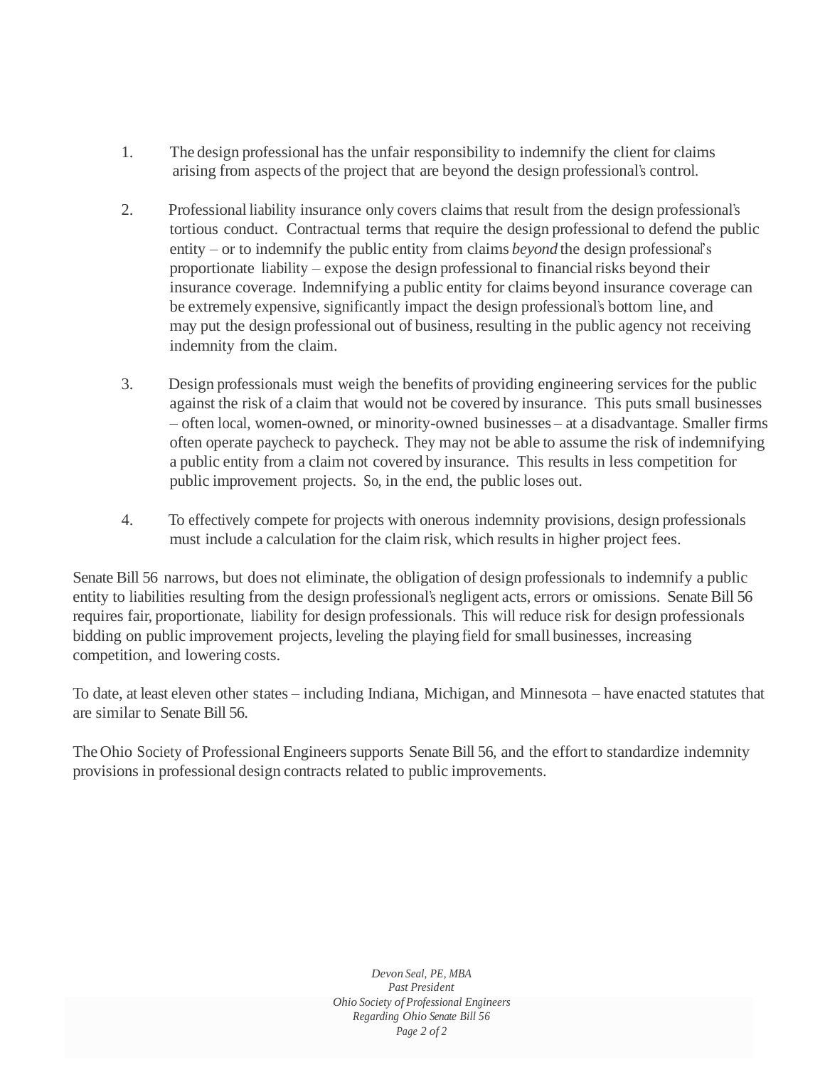1. The design professional has the unfair responsibility to indemnify the client for claims arising from aspects of the project that are beyond the design professional's control.

2. Professional liability insurance only covers claims that result from the design professional's tortious conduct. Contractual terms that require the design professional to defend the public entity – or to indemnify the public entity from claims *beyond* the design professional's proportionate liability – expose the design professional to financial risks beyond their insurance coverage. Indemnifying a public entity for claims beyond insurance coverage can be extremely expensive, significantly impact the design professional's bottom line, and may put the design professional out of business, resulting in the public agency not receiving indemnity from the claim.

3. Design professionals must weigh the benefits of providing engineering services for the public against the risk of a claim that would not be covered by insurance. This puts small businesses – often local, women-owned, or minority-owned businesses – at a disadvantage. Smaller firms often operate paycheck to paycheck. They may not be able to assume the risk of indemnifying a public entity from a claim not covered by insurance. This results in less competition for public improvement projects. So, in the end, the public loses out.

4. To effectively compete for projects with onerous indemnity provisions, design professionals must include a calculation for the claim risk, which results in higher project fees.

Senate Bill 56 narrows, but does not eliminate, the obligation of design professionals to indemnify a public entity to liabilities resulting from the design professional's negligent acts, errors or omissions. Senate Bill 56 requires fair, proportionate, liability for design professionals. This will reduce risk for design professionals bidding on public improvement projects, leveling the playing field for small businesses, increasing competition, and lowering costs.

To date, at least eleven other states – including Indiana, Michigan, and Minnesota – have enacted statutes that are similar to Senate Bill 56.

The Ohio Society of Professional Engineers supports Senate Bill 56, and the effort to standardize indemnity provisions in professional design contracts related to public improvements.